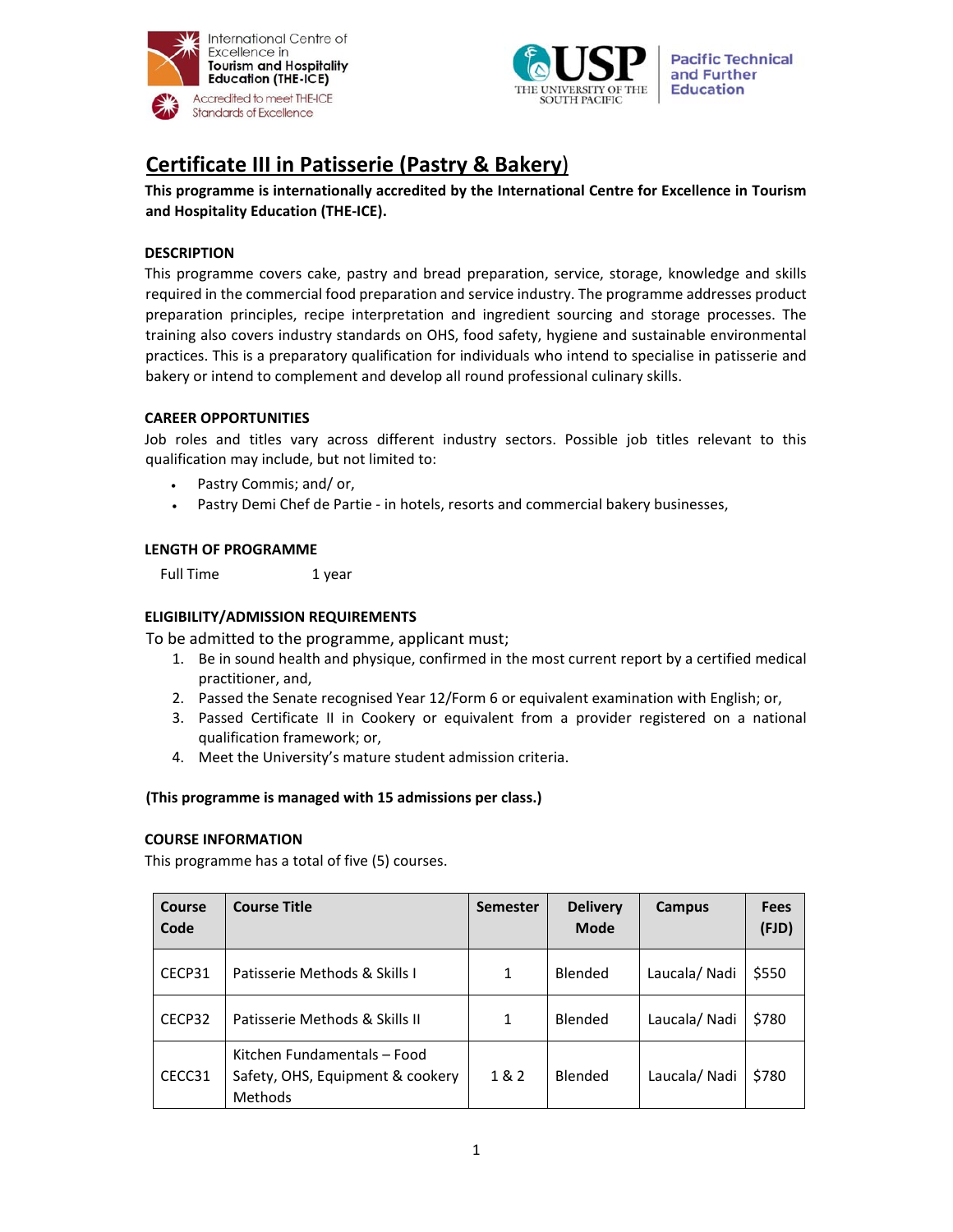# Certificate III in Patisserie (Pastry & Bakery)

**This programme is internationally accredited by the International Centre for Excellence in Tourism and Hospitality Education (THE-ICE).**

### DESCRIPTION

This programme covers cake, pastry and bread preparation, service, storage, knowledge and skills required in the commercial food preparation and service industry. The programme addresses product preparation principles, recipe interpretation and ingredient sourcing and storage processes. The training also covers industry standards on OHS, food safety, hygiene and sustainable environmental practices. This is a preparatory qualification for individuals who intend to specialise in patisserie and bakery or intend to complement and develop all round professional culinary skills.

### CAREER OPPORTUNITIES

Job roles and titles vary across different industry sectors. Possible job titles relevant to this qualification may include, but not limited to:

- Pastry Commis; and/ or,
- Pastry Demi Chef de Partie - in hotels, resorts and commercial bakery businesses,

### LENGTH OF PROGRAMME

Full Time 1 year

### ELIGIBILITY/ADMISSION REQUIREMENTS

To be admitted to the programme, applicant must;

1. Be in sound health and physique, confirmed in the most current report by a certified medical practitioner, and,
2. Passed the Senate recognised Year 12/Form 6 or equivalent examination with English; or,
3. Passed Certificate II in Cookery or equivalent from a provider registered on a national qualification framework; or,
4. Meet the University's mature student admission criteria.

**(This programme is managed with 15 admissions per class.)**

### COURSE INFORMATION

This programme has a total of five (5) courses.

| Course Code | Course Title | Semester | Delivery Mode | Campus | Fees (FJD) |
|---|---|---|---|---|---|
| CECP31 | Patisserie Methods & Skills I | 1 | Blended | Laucala/ Nadi | $550 |
| CECP32 | Patisserie Methods & Skills II | 1 | Blended | Laucala/ Nadi | $780 |
| CECC31 | Kitchen Fundamentals – Food Safety, OHS, Equipment & cookery Methods | 1 & 2 | Blended | Laucala/ Nadi | $780 |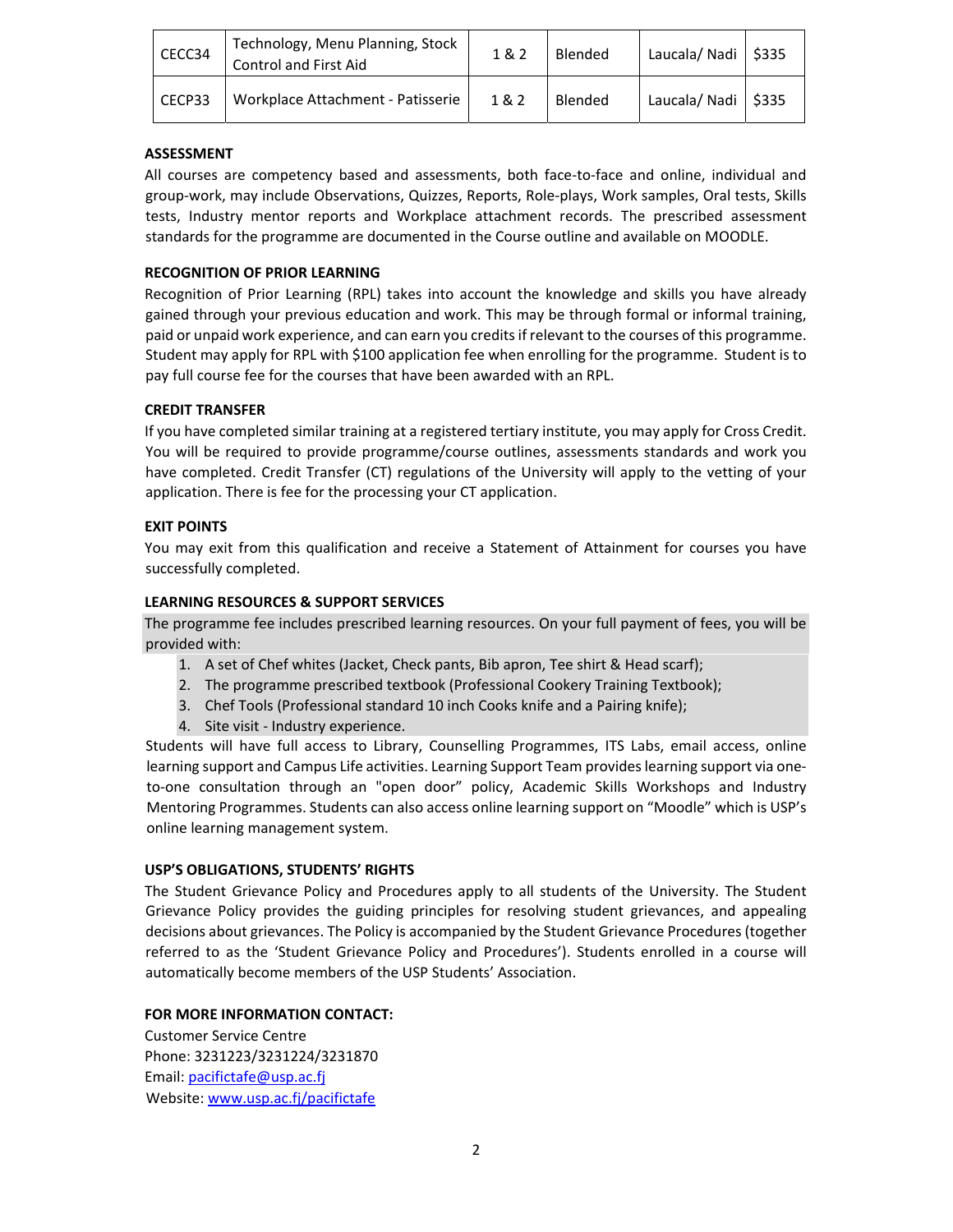| | | | | | |
|---|---|---|---|---|---|
| CECC34 | Technology, Menu Planning, Stock Control and First Aid | 1 & 2 | Blended | Laucala/ Nadi | $335 |
| CECP33 | Workplace Attachment - Patisserie | 1 & 2 | Blended | Laucala/ Nadi | $335 |

**ASSESSMENT**

All courses are competency based and assessments, both face-to-face and online, individual and group-work, may include Observations, Quizzes, Reports, Role-plays, Work samples, Oral tests, Skills tests, Industry mentor reports and Workplace attachment records. The prescribed assessment standards for the programme are documented in the Course outline and available on MOODLE.

**RECOGNITION OF PRIOR LEARNING**

Recognition of Prior Learning (RPL) takes into account the knowledge and skills you have already gained through your previous education and work. This may be through formal or informal training, paid or unpaid work experience, and can earn you credits if relevant to the courses of this programme. Student may apply for RPL with $100 application fee when enrolling for the programme. Student is to pay full course fee for the courses that have been awarded with an RPL.

**CREDIT TRANSFER**

If you have completed similar training at a registered tertiary institute, you may apply for Cross Credit. You will be required to provide programme/course outlines, assessments standards and work you have completed. Credit Transfer (CT) regulations of the University will apply to the vetting of your application. There is fee for the processing your CT application.

**EXIT POINTS**

You may exit from this qualification and receive a Statement of Attainment for courses you have successfully completed.

**LEARNING RESOURCES & SUPPORT SERVICES**

The programme fee includes prescribed learning resources. On your full payment of fees, you will be provided with:

1. A set of Chef whites (Jacket, Check pants, Bib apron, Tee shirt & Head scarf);
2. The programme prescribed textbook (Professional Cookery Training Textbook);
3. Chef Tools (Professional standard 10 inch Cooks knife and a Pairing knife);
4. Site visit - Industry experience.

Students will have full access to Library, Counselling Programmes, ITS Labs, email access, online learning support and Campus Life activities. Learning Support Team provides learning support via one-to-one consultation through an "open door" policy, Academic Skills Workshops and Industry Mentoring Programmes. Students can also access online learning support on "Moodle" which is USP's online learning management system.

**USP'S OBLIGATIONS, STUDENTS' RIGHTS**

The Student Grievance Policy and Procedures apply to all students of the University. The Student Grievance Policy provides the guiding principles for resolving student grievances, and appealing decisions about grievances. The Policy is accompanied by the Student Grievance Procedures (together referred to as the 'Student Grievance Policy and Procedures'). Students enrolled in a course will automatically become members of the USP Students' Association.

**FOR MORE INFORMATION CONTACT:**

Customer Service Centre
Phone: 3231223/3231224/3231870
Email: pacifictafe@usp.ac.fj
Website: www.usp.ac.fj/pacifictafe